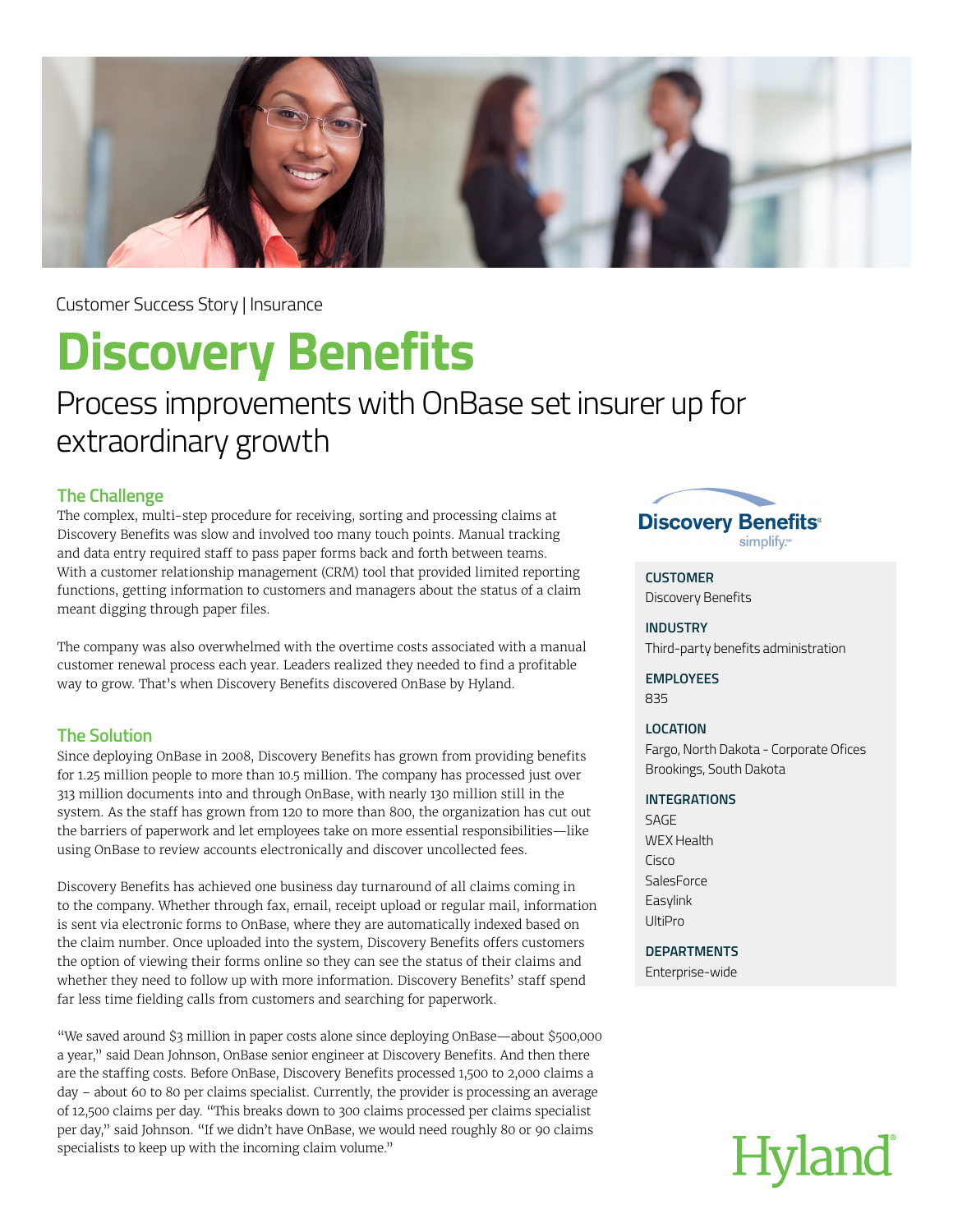Customer Success Story | Insurance

# Discovery Benefits

## Process improvements with OnBase set insurer up for extraordinary growth

### The Challenge

The complex, multi-step procedure for receiving, sorting and processing claims at Discovery Benefits was slow and involved too many touch points. Manual tracking and data entry required staff to pass paper forms back and forth between teams. With a customer relationship management (CRM) tool that provided limited reporting functions, getting information to customers and managers about the status of a claim meant digging through paper files.

The company was also overwhelmed with the overtime costs associated with a manual customer renewal process each year. Leaders realized they needed to find a profitable way to grow. That's when Discovery Benefits discovered OnBase by Hyland.

### The Solution

Since deploying OnBase in 2008, Discovery Benefits has grown from providing benefits for 1.25 million people to more than 10.5 million. The company has processed just over 313 million documents into and through OnBase, with nearly 130 million still in the system. As the staff has grown from 120 to more than 800, the organization has cut out the barriers of paperwork and let employees take on more essential responsibilities—like using OnBase to review accounts electronically and discover uncollected fees.

Discovery Benefits has achieved one business day turnaround of all claims coming in to the company. Whether through fax, email, receipt upload or regular mail, information is sent via electronic forms to OnBase, where they are automatically indexed based on the claim number. Once uploaded into the system, Discovery Benefits offers customers the option of viewing their forms online so they can see the status of their claims and whether they need to follow up with more information. Discovery Benefits' staff spend far less time fielding calls from customers and searching for paperwork.

"We saved around $3 million in paper costs alone since deploying OnBase—about $500,000 a year," said Dean Johnson, OnBase senior engineer at Discovery Benefits. And then there are the staffing costs. Before OnBase, Discovery Benefits processed 1,500 to 2,000 claims a day – about 60 to 80 per claims specialist. Currently, the provider is processing an average of 12,500 claims per day. "This breaks down to 300 claims processed per claims specialist per day," said Johnson. "If we didn't have OnBase, we would need roughly 80 or 90 claims specialists to keep up with the incoming claim volume."

Discovery Benefits simplify.

**CUSTOMER**
Discovery Benefits

**INDUSTRY**
Third-party benefits administration

**EMPLOYEES**
835

**LOCATION**
Fargo, North Dakota - Corporate Ofices
Brookings, South Dakota

**INTEGRATIONS**
SAGE
WEX Health
Cisco
SalesForce
Easylink
UltiPro

**DEPARTMENTS**
Enterprise-wide

Hyland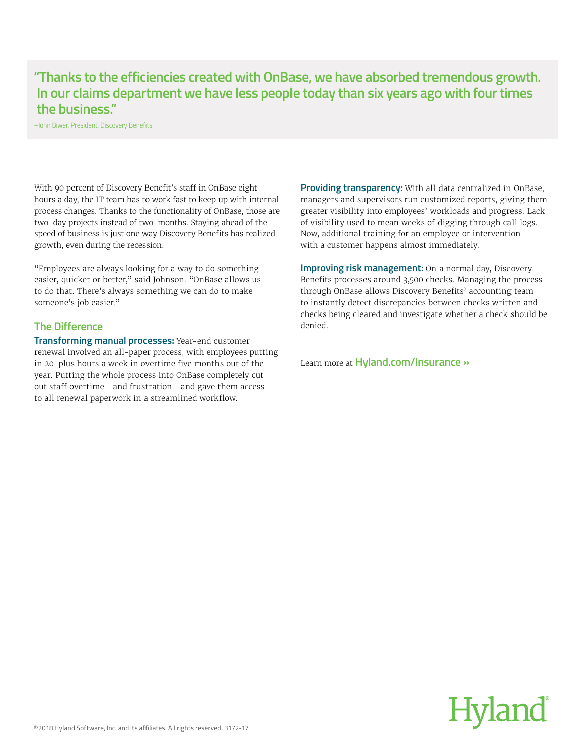> **"Thanks to the efficiencies created with OnBase, we have absorbed tremendous growth. In our claims department we have less people today than six years ago with four times the business."**
>
> –John Biwer, President, Discovery Benefits

With 90 percent of Discovery Benefit's staff in OnBase eight hours a day, the IT team has to work fast to keep up with internal process changes. Thanks to the functionality of OnBase, those are two-day projects instead of two-months. Staying ahead of the speed of business is just one way Discovery Benefits has realized growth, even during the recession.

"Employees are always looking for a way to do something easier, quicker or better," said Johnson. "OnBase allows us to do that. There's always something we can do to make someone's job easier."

## The Difference

**Transforming manual processes:** Year-end customer renewal involved an all-paper process, with employees putting in 20-plus hours a week in overtime five months out of the year. Putting the whole process into OnBase completely cut out staff overtime—and frustration—and gave them access to all renewal paperwork in a streamlined workflow.

**Providing transparency:** With all data centralized in OnBase, managers and supervisors run customized reports, giving them greater visibility into employees' workloads and progress. Lack of visibility used to mean weeks of digging through call logs. Now, additional training for an employee or intervention with a customer happens almost immediately.

**Improving risk management:** On a normal day, Discovery Benefits processes around 3,500 checks. Managing the process through OnBase allows Discovery Benefits' accounting team to instantly detect discrepancies between checks written and checks being cleared and investigate whether a check should be denied.

Learn more at **Hyland.com/Insurance ››**

Hyland

©2018 Hyland Software, Inc. and its affiliates. All rights reserved. 3172-17